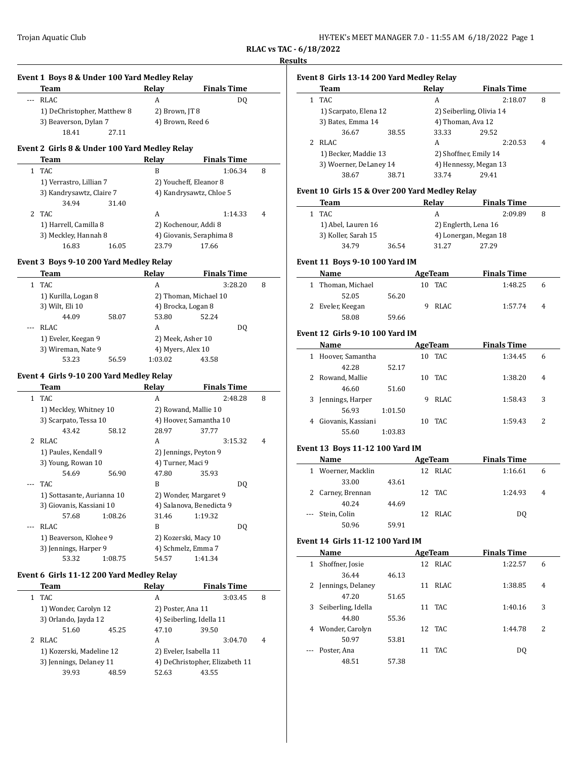**RLAC vs TAC - 6/18/2022**

**Results**

### Event 1 Boys 8 & Under 100 Yard Medley Relay

| | Team | Relay | Finals Time | |
|---|---|---|---|---|
| --- | RLAC | A | DQ | |
| | 1) DeChristopher, Matthew 8 | 2) Brown, JT 8 | | |
| | 3) Beaverson, Dylan 7 | 4) Brown, Reed 6 | | |
| | 18.41 27.11 | | | |

### Event 2 Girls 8 & Under 100 Yard Medley Relay

| | Team | Relay | Finals Time | |
|---|---|---|---|---|
| 1 | TAC | B | 1:06.34 | 8 |
| | 1) Verrastro, Lillian 7 | 2) Youcheff, Eleanor 8 | | |
| | 3) Kandrysawtz, Claire 7 | 4) Kandrysawtz, Chloe 5 | | |
| | 34.94 31.40 | | | |
| 2 | TAC | A | 1:14.33 | 4 |
| | 1) Harrell, Camilla 8 | 2) Kochenour, Addi 8 | | |
| | 3) Meckley, Hannah 8 | 4) Giovanis, Seraphima 8 | | |
| | 16.83 16.05 | 23.79 17.66 | | |

### Event 3 Boys 9-10 200 Yard Medley Relay

| | Team | Relay | Finals Time | |
|---|---|---|---|---|
| 1 | TAC | A | 3:28.20 | 8 |
| | 1) Kurilla, Logan 8 | 2) Thoman, Michael 10 | | |
| | 3) Wilt, Eli 10 | 4) Brocka, Logan 8 | | |
| | 44.09 58.07 | 53.80 52.24 | | |
| --- | RLAC | A | DQ | |
| | 1) Eveler, Keegan 9 | 2) Meek, Asher 10 | | |
| | 3) Wireman, Nate 9 | 4) Myers, Alex 10 | | |
| | 53.23 56.59 | 1:03.02 43.58 | | |

### Event 4 Girls 9-10 200 Yard Medley Relay

| | Team | Relay | Finals Time | |
|---|---|---|---|---|
| 1 | TAC | A | 2:48.28 | 8 |
| | 1) Meckley, Whitney 10 | 2) Rowand, Mallie 10 | | |
| | 3) Scarpato, Tessa 10 | 4) Hoover, Samantha 10 | | |
| | 43.42 58.12 | 28.97 37.77 | | |
| 2 | RLAC | A | 3:15.32 | 4 |
| | 1) Paules, Kendall 9 | 2) Jennings, Peyton 9 | | |
| | 3) Young, Rowan 10 | 4) Turner, Maci 9 | | |
| | 54.69 56.90 | 47.80 35.93 | | |
| --- | TAC | B | DQ | |
| | 1) Sottasante, Aurianna 10 | 2) Wonder, Margaret 9 | | |
| | 3) Giovanis, Kassiani 10 | 4) Salanova, Benedicta 9 | | |
| | 57.68 1:08.26 | 31.46 1:19.32 | | |
| --- | RLAC | B | DQ | |
| | 1) Beaverson, Klohee 9 | 2) Kozerski, Macy 10 | | |
| | 3) Jennings, Harper 9 | 4) Schmelz, Emma 7 | | |
| | 53.32 1:08.75 | 54.57 1:41.34 | | |

### Event 6 Girls 11-12 200 Yard Medley Relay

| | Team | Relay | Finals Time | |
|---|---|---|---|---|
| 1 | TAC | A | 3:03.45 | 8 |
| | 1) Wonder, Carolyn 12 | 2) Poster, Ana 11 | | |
| | 3) Orlando, Jayda 12 | 4) Seiberling, Idella 11 | | |
| | 51.60 45.25 | 47.10 39.50 | | |
| 2 | RLAC | A | 3:04.70 | 4 |
| | 1) Kozerski, Madeline 12 | 2) Eveler, Isabella 11 | | |
| | 3) Jennings, Delaney 11 | 4) DeChristopher, Elizabeth 11 | | |
| | 39.93 48.59 | 52.63 43.55 | | |

### Event 8 Girls 13-14 200 Yard Medley Relay

| | Team | Relay | Finals Time | |
|---|---|---|---|---|
| 1 | TAC | A | 2:18.07 | 8 |
| | 1) Scarpato, Elena 12 | 2) Seiberling, Olivia 14 | | |
| | 3) Bates, Emma 14 | 4) Thoman, Ava 12 | | |
| | 36.67 38.55 | 33.33 29.52 | | |
| 2 | RLAC | A | 2:20.53 | 4 |
| | 1) Becker, Maddie 13 | 2) Shoffner, Emily 14 | | |
| | 3) Woerner, DeLaney 14 | 4) Hennessy, Megan 13 | | |
| | 38.67 38.71 | 33.74 29.41 | | |

### Event 10 Girls 15 & Over 200 Yard Medley Relay

| | Team | Relay | Finals Time | |
|---|---|---|---|---|
| 1 | TAC | A | 2:09.89 | 8 |
| | 1) Abel, Lauren 16 | 2) Englerth, Lena 16 | | |
| | 3) Koller, Sarah 15 | 4) Lonergan, Megan 18 | | |
| | 34.79 36.54 | 31.27 27.29 | | |

### Event 11 Boys 9-10 100 Yard IM

| | Name | Age | Team | Finals Time | |
|---|---|---|---|---|---|
| 1 | Thoman, Michael | 10 | TAC | 1:48.25 | 6 |
| | 52.05 56.20 | | | | |
| 2 | Eveler, Keegan | 9 | RLAC | 1:57.74 | 4 |
| | 58.08 59.66 | | | | |

### Event 12 Girls 9-10 100 Yard IM

| | Name | Age | Team | Finals Time | |
|---|---|---|---|---|---|
| 1 | Hoover, Samantha | 10 | TAC | 1:34.45 | 6 |
| | 42.28 52.17 | | | | |
| 2 | Rowand, Mallie | 10 | TAC | 1:38.20 | 4 |
| | 46.60 51.60 | | | | |
| 3 | Jennings, Harper | 9 | RLAC | 1:58.43 | 3 |
| | 56.93 1:01.50 | | | | |
| 4 | Giovanis, Kassiani | 10 | TAC | 1:59.43 | 2 |
| | 55.60 1:03.83 | | | | |

### Event 13 Boys 11-12 100 Yard IM

| | Name | Age | Team | Finals Time | |
|---|---|---|---|---|---|
| 1 | Woerner, Macklin | 12 | RLAC | 1:16.61 | 6 |
| | 33.00 43.61 | | | | |
| 2 | Carney, Brennan | 12 | TAC | 1:24.93 | 4 |
| | 40.24 44.69 | | | | |
| --- | Stein, Colin | 12 | RLAC | DQ | |
| | 50.96 59.91 | | | | |

### Event 14 Girls 11-12 100 Yard IM

| | Name | Age | Team | Finals Time | |
|---|---|---|---|---|---|
| 1 | Shoffner, Josie | 12 | RLAC | 1:22.57 | 6 |
| | 36.44 46.13 | | | | |
| 2 | Jennings, Delaney | 11 | RLAC | 1:38.85 | 4 |
| | 47.20 51.65 | | | | |
| 3 | Seiberling, Idella | 11 | TAC | 1:40.16 | 3 |
| | 44.80 55.36 | | | | |
| 4 | Wonder, Carolyn | 12 | TAC | 1:44.78 | 2 |
| | 50.97 53.81 | | | | |
| --- | Poster, Ana | 11 | TAC | DQ | |
| | 48.51 57.38 | | | | |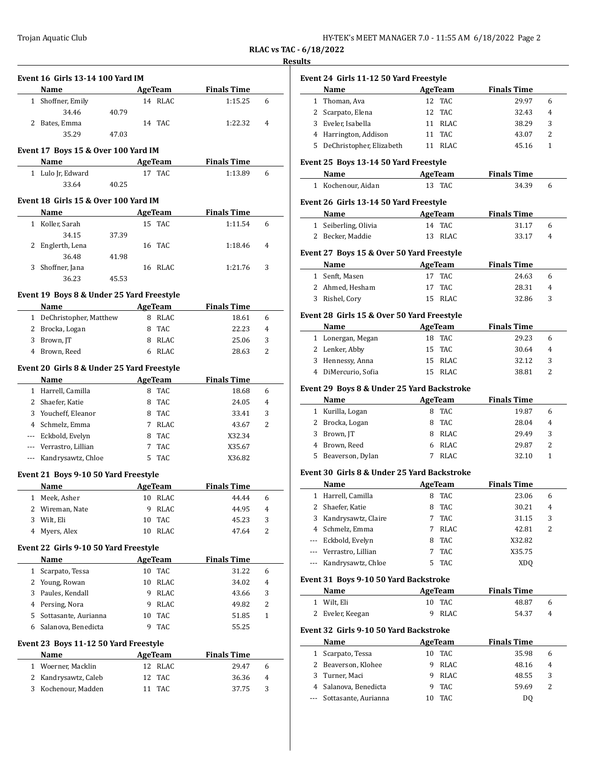**RLAC vs TAC - 6/18/2022**

**Results**

### Event 16 Girls 13-14 100 Yard IM

| | Name | Age | Team | Finals Time | |
|---|---|---|---|---|---|
| 1 | Shoffner, Emily | 14 | RLAC | 1:15.25 | 6 |
| | 34.46 | 40.79 | | | |
| 2 | Bates, Emma | 14 | TAC | 1:22.32 | 4 |
| | 35.29 | 47.03 | | | |

### Event 17 Boys 15 & Over 100 Yard IM

| | Name | Age | Team | Finals Time | |
|---|---|---|---|---|---|
| 1 | Lulo Jr, Edward | 17 | TAC | 1:13.89 | 6 |
| | 33.64 | 40.25 | | | |

### Event 18 Girls 15 & Over 100 Yard IM

| | Name | Age | Team | Finals Time | |
|---|---|---|---|---|---|
| 1 | Koller, Sarah | 15 | TAC | 1:11.54 | 6 |
| | 34.15 | 37.39 | | | |
| 2 | Englerth, Lena | 16 | TAC | 1:18.46 | 4 |
| | 36.48 | 41.98 | | | |
| 3 | Shoffner, Jana | 16 | RLAC | 1:21.76 | 3 |
| | 36.23 | 45.53 | | | |

### Event 19 Boys 8 & Under 25 Yard Freestyle

| | Name | Age | Team | Finals Time | |
|---|---|---|---|---|---|
| 1 | DeChristopher, Matthew | 8 | RLAC | 18.61 | 6 |
| 2 | Brocka, Logan | 8 | TAC | 22.23 | 4 |
| 3 | Brown, JT | 8 | RLAC | 25.06 | 3 |
| 4 | Brown, Reed | 6 | RLAC | 28.63 | 2 |

### Event 20 Girls 8 & Under 25 Yard Freestyle

| | Name | Age | Team | Finals Time | |
|---|---|---|---|---|---|
| 1 | Harrell, Camilla | 8 | TAC | 18.68 | 6 |
| 2 | Shaefer, Katie | 8 | TAC | 24.05 | 4 |
| 3 | Youcheff, Eleanor | 8 | TAC | 33.41 | 3 |
| 4 | Schmelz, Emma | 7 | RLAC | 43.67 | 2 |
| --- | Eckbold, Evelyn | 8 | TAC | X32.34 | |
| --- | Verrastro, Lillian | 7 | TAC | X35.67 | |
| --- | Kandrysawtz, Chloe | 5 | TAC | X36.82 | |

### Event 21 Boys 9-10 50 Yard Freestyle

| | Name | Age | Team | Finals Time | |
|---|---|---|---|---|---|
| 1 | Meek, Asher | 10 | RLAC | 44.44 | 6 |
| 2 | Wireman, Nate | 9 | RLAC | 44.95 | 4 |
| 3 | Wilt, Eli | 10 | TAC | 45.23 | 3 |
| 4 | Myers, Alex | 10 | RLAC | 47.64 | 2 |

### Event 22 Girls 9-10 50 Yard Freestyle

| | Name | Age | Team | Finals Time | |
|---|---|---|---|---|---|
| 1 | Scarpato, Tessa | 10 | TAC | 31.22 | 6 |
| 2 | Young, Rowan | 10 | RLAC | 34.02 | 4 |
| 3 | Paules, Kendall | 9 | RLAC | 43.66 | 3 |
| 4 | Persing, Nora | 9 | RLAC | 49.82 | 2 |
| 5 | Sottasante, Aurianna | 10 | TAC | 51.85 | 1 |
| 6 | Salanova, Benedicta | 9 | TAC | 55.25 | |

### Event 23 Boys 11-12 50 Yard Freestyle

| | Name | Age | Team | Finals Time | |
|---|---|---|---|---|---|
| 1 | Woerner, Macklin | 12 | RLAC | 29.47 | 6 |
| 2 | Kandrysawtz, Caleb | 12 | TAC | 36.36 | 4 |
| 3 | Kochenour, Madden | 11 | TAC | 37.75 | 3 |

### Event 24 Girls 11-12 50 Yard Freestyle

| | Name | Age | Team | Finals Time | |
|---|---|---|---|---|---|
| 1 | Thoman, Ava | 12 | TAC | 29.97 | 6 |
| 2 | Scarpato, Elena | 12 | TAC | 32.43 | 4 |
| 3 | Eveler, Isabella | 11 | RLAC | 38.29 | 3 |
| 4 | Harrington, Addison | 11 | TAC | 43.07 | 2 |
| 5 | DeChristopher, Elizabeth | 11 | RLAC | 45.16 | 1 |

### Event 25 Boys 13-14 50 Yard Freestyle

| | Name | Age | Team | Finals Time | |
|---|---|---|---|---|---|
| 1 | Kochenour, Aidan | 13 | TAC | 34.39 | 6 |

### Event 26 Girls 13-14 50 Yard Freestyle

| | Name | Age | Team | Finals Time | |
|---|---|---|---|---|---|
| 1 | Seiberling, Olivia | 14 | TAC | 31.17 | 6 |
| 2 | Becker, Maddie | 13 | RLAC | 33.17 | 4 |

### Event 27 Boys 15 & Over 50 Yard Freestyle

| | Name | Age | Team | Finals Time | |
|---|---|---|---|---|---|
| 1 | Senft, Masen | 17 | TAC | 24.63 | 6 |
| 2 | Ahmed, Hesham | 17 | TAC | 28.31 | 4 |
| 3 | Rishel, Cory | 15 | RLAC | 32.86 | 3 |

### Event 28 Girls 15 & Over 50 Yard Freestyle

| | Name | Age | Team | Finals Time | |
|---|---|---|---|---|---|
| 1 | Lonergan, Megan | 18 | TAC | 29.23 | 6 |
| 2 | Lenker, Abby | 15 | TAC | 30.64 | 4 |
| 3 | Hennessy, Anna | 15 | RLAC | 32.12 | 3 |
| 4 | DiMercurio, Sofia | 15 | RLAC | 38.81 | 2 |

### Event 29 Boys 8 & Under 25 Yard Backstroke

| | Name | Age | Team | Finals Time | |
|---|---|---|---|---|---|
| 1 | Kurilla, Logan | 8 | TAC | 19.87 | 6 |
| 2 | Brocka, Logan | 8 | TAC | 28.04 | 4 |
| 3 | Brown, JT | 8 | RLAC | 29.49 | 3 |
| 4 | Brown, Reed | 6 | RLAC | 29.87 | 2 |
| 5 | Beaverson, Dylan | 7 | RLAC | 32.10 | 1 |

### Event 30 Girls 8 & Under 25 Yard Backstroke

| | Name | Age | Team | Finals Time | |
|---|---|---|---|---|---|
| 1 | Harrell, Camilla | 8 | TAC | 23.06 | 6 |
| 2 | Shaefer, Katie | 8 | TAC | 30.21 | 4 |
| 3 | Kandrysawtz, Claire | 7 | TAC | 31.15 | 3 |
| 4 | Schmelz, Emma | 7 | RLAC | 42.81 | 2 |
| --- | Eckbold, Evelyn | 8 | TAC | X32.82 | |
| --- | Verrastro, Lillian | 7 | TAC | X35.75 | |
| --- | Kandrysawtz, Chloe | 5 | TAC | XDQ | |

### Event 31 Boys 9-10 50 Yard Backstroke

| | Name | Age | Team | Finals Time | |
|---|---|---|---|---|---|
| 1 | Wilt, Eli | 10 | TAC | 48.87 | 6 |
| 2 | Eveler, Keegan | 9 | RLAC | 54.37 | 4 |

### Event 32 Girls 9-10 50 Yard Backstroke

| | Name | Age | Team | Finals Time | |
|---|---|---|---|---|---|
| 1 | Scarpato, Tessa | 10 | TAC | 35.98 | 6 |
| 2 | Beaverson, Klohee | 9 | RLAC | 48.16 | 4 |
| 3 | Turner, Maci | 9 | RLAC | 48.55 | 3 |
| 4 | Salanova, Benedicta | 9 | TAC | 59.69 | 2 |
| --- | Sottasante, Aurianna | 10 | TAC | DQ | |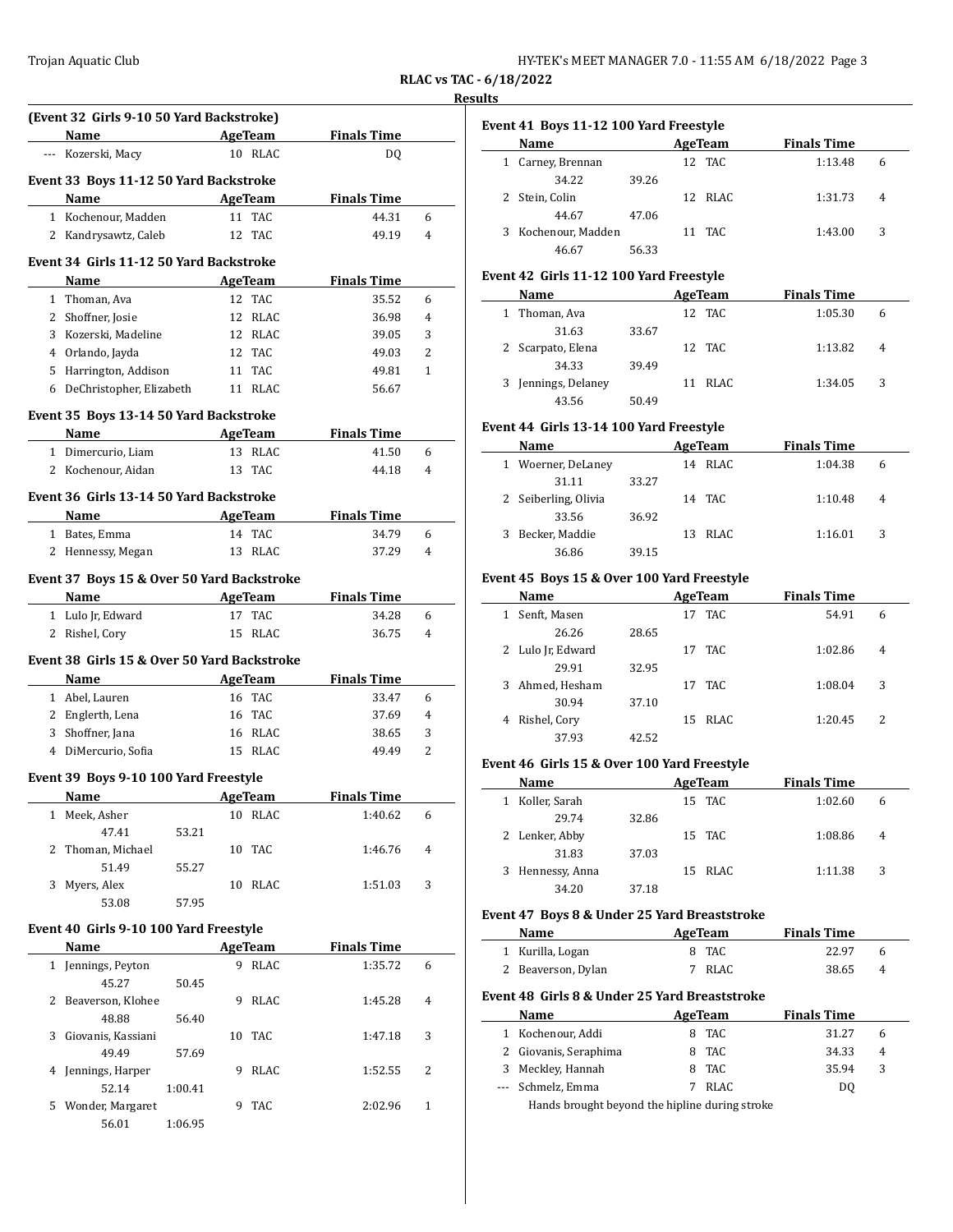RLAC vs TAC - 6/18/2022

Results

**(Event 32 Girls 9-10 50 Yard Backstroke)**

| | Name | Age | Team | Finals Time | |
|---|---|---|---|---|---|
| --- | Kozerski, Macy | 10 | RLAC | DQ | |

**Event 33 Boys 11-12 50 Yard Backstroke**

| | Name | Age | Team | Finals Time | |
|---|---|---|---|---|---|
| 1 | Kochenour, Madden | 11 | TAC | 44.31 | 6 |
| 2 | Kandrysawtz, Caleb | 12 | TAC | 49.19 | 4 |

**Event 34 Girls 11-12 50 Yard Backstroke**

| | Name | Age | Team | Finals Time | |
|---|---|---|---|---|---|
| 1 | Thoman, Ava | 12 | TAC | 35.52 | 6 |
| 2 | Shoffner, Josie | 12 | RLAC | 36.98 | 4 |
| 3 | Kozerski, Madeline | 12 | RLAC | 39.05 | 3 |
| 4 | Orlando, Jayda | 12 | TAC | 49.03 | 2 |
| 5 | Harrington, Addison | 11 | TAC | 49.81 | 1 |
| 6 | DeChristopher, Elizabeth | 11 | RLAC | 56.67 | |

**Event 35 Boys 13-14 50 Yard Backstroke**

| | Name | Age | Team | Finals Time | |
|---|---|---|---|---|---|
| 1 | Dimercurio, Liam | 13 | RLAC | 41.50 | 6 |
| 2 | Kochenour, Aidan | 13 | TAC | 44.18 | 4 |

**Event 36 Girls 13-14 50 Yard Backstroke**

| | Name | Age | Team | Finals Time | |
|---|---|---|---|---|---|
| 1 | Bates, Emma | 14 | TAC | 34.79 | 6 |
| 2 | Hennessy, Megan | 13 | RLAC | 37.29 | 4 |

**Event 37 Boys 15 & Over 50 Yard Backstroke**

| | Name | Age | Team | Finals Time | |
|---|---|---|---|---|---|
| 1 | Lulo Jr, Edward | 17 | TAC | 34.28 | 6 |
| 2 | Rishel, Cory | 15 | RLAC | 36.75 | 4 |

**Event 38 Girls 15 & Over 50 Yard Backstroke**

| | Name | Age | Team | Finals Time | |
|---|---|---|---|---|---|
| 1 | Abel, Lauren | 16 | TAC | 33.47 | 6 |
| 2 | Englerth, Lena | 16 | TAC | 37.69 | 4 |
| 3 | Shoffner, Jana | 16 | RLAC | 38.65 | 3 |
| 4 | DiMercurio, Sofia | 15 | RLAC | 49.49 | 2 |

**Event 39 Boys 9-10 100 Yard Freestyle**

| | Name | | Age | Team | Finals Time | |
|---|---|---|---|---|---|---|
| 1 | Meek, Asher | | 10 | RLAC | 1:40.62 | 6 |
| | 47.41 | 53.21 | | | | |
| 2 | Thoman, Michael | | 10 | TAC | 1:46.76 | 4 |
| | 51.49 | 55.27 | | | | |
| 3 | Myers, Alex | | 10 | RLAC | 1:51.03 | 3 |
| | 53.08 | 57.95 | | | | |

**Event 40 Girls 9-10 100 Yard Freestyle**

| | Name | | Age | Team | Finals Time | |
|---|---|---|---|---|---|---|
| 1 | Jennings, Peyton | | 9 | RLAC | 1:35.72 | 6 |
| | 45.27 | 50.45 | | | | |
| 2 | Beaverson, Klohee | | 9 | RLAC | 1:45.28 | 4 |
| | 48.88 | 56.40 | | | | |
| 3 | Giovanis, Kassiani | | 10 | TAC | 1:47.18 | 3 |
| | 49.49 | 57.69 | | | | |
| 4 | Jennings, Harper | | 9 | RLAC | 1:52.55 | 2 |
| | 52.14 | 1:00.41 | | | | |
| 5 | Wonder, Margaret | | 9 | TAC | 2:02.96 | 1 |
| | 56.01 | 1:06.95 | | | | |

**Event 41 Boys 11-12 100 Yard Freestyle**

| | Name | | Age | Team | Finals Time | |
|---|---|---|---|---|---|---|
| 1 | Carney, Brennan | | 12 | TAC | 1:13.48 | 6 |
| | 34.22 | 39.26 | | | | |
| 2 | Stein, Colin | | 12 | RLAC | 1:31.73 | 4 |
| | 44.67 | 47.06 | | | | |
| 3 | Kochenour, Madden | | 11 | TAC | 1:43.00 | 3 |
| | 46.67 | 56.33 | | | | |

**Event 42 Girls 11-12 100 Yard Freestyle**

| | Name | | Age | Team | Finals Time | |
|---|---|---|---|---|---|---|
| 1 | Thoman, Ava | | 12 | TAC | 1:05.30 | 6 |
| | 31.63 | 33.67 | | | | |
| 2 | Scarpato, Elena | | 12 | TAC | 1:13.82 | 4 |
| | 34.33 | 39.49 | | | | |
| 3 | Jennings, Delaney | | 11 | RLAC | 1:34.05 | 3 |
| | 43.56 | 50.49 | | | | |

**Event 44 Girls 13-14 100 Yard Freestyle**

| | Name | | Age | Team | Finals Time | |
|---|---|---|---|---|---|---|
| 1 | Woerner, DeLaney | | 14 | RLAC | 1:04.38 | 6 |
| | 31.11 | 33.27 | | | | |
| 2 | Seiberling, Olivia | | 14 | TAC | 1:10.48 | 4 |
| | 33.56 | 36.92 | | | | |
| 3 | Becker, Maddie | | 13 | RLAC | 1:16.01 | 3 |
| | 36.86 | 39.15 | | | | |

**Event 45 Boys 15 & Over 100 Yard Freestyle**

| | Name | | Age | Team | Finals Time | |
|---|---|---|---|---|---|---|
| 1 | Senft, Masen | | 17 | TAC | 54.91 | 6 |
| | 26.26 | 28.65 | | | | |
| 2 | Lulo Jr, Edward | | 17 | TAC | 1:02.86 | 4 |
| | 29.91 | 32.95 | | | | |
| 3 | Ahmed, Hesham | | 17 | TAC | 1:08.04 | 3 |
| | 30.94 | 37.10 | | | | |
| 4 | Rishel, Cory | | 15 | RLAC | 1:20.45 | 2 |
| | 37.93 | 42.52 | | | | |

**Event 46 Girls 15 & Over 100 Yard Freestyle**

| | Name | | Age | Team | Finals Time | |
|---|---|---|---|---|---|---|
| 1 | Koller, Sarah | | 15 | TAC | 1:02.60 | 6 |
| | 29.74 | 32.86 | | | | |
| 2 | Lenker, Abby | | 15 | TAC | 1:08.86 | 4 |
| | 31.83 | 37.03 | | | | |
| 3 | Hennessy, Anna | | 15 | RLAC | 1:11.38 | 3 |
| | 34.20 | 37.18 | | | | |

**Event 47 Boys 8 & Under 25 Yard Breaststroke**

| | Name | Age | Team | Finals Time | |
|---|---|---|---|---|---|
| 1 | Kurilla, Logan | 8 | TAC | 22.97 | 6 |
| 2 | Beaverson, Dylan | 7 | RLAC | 38.65 | 4 |

**Event 48 Girls 8 & Under 25 Yard Breaststroke**

| | Name | Age | Team | Finals Time | |
|---|---|---|---|---|---|
| 1 | Kochenour, Addi | 8 | TAC | 31.27 | 6 |
| 2 | Giovanis, Seraphima | 8 | TAC | 34.33 | 4 |
| 3 | Meckley, Hannah | 8 | TAC | 35.94 | 3 |
| --- | Schmelz, Emma | 7 | RLAC | DQ | |
| | Hands brought beyond the hipline during stroke | | | | |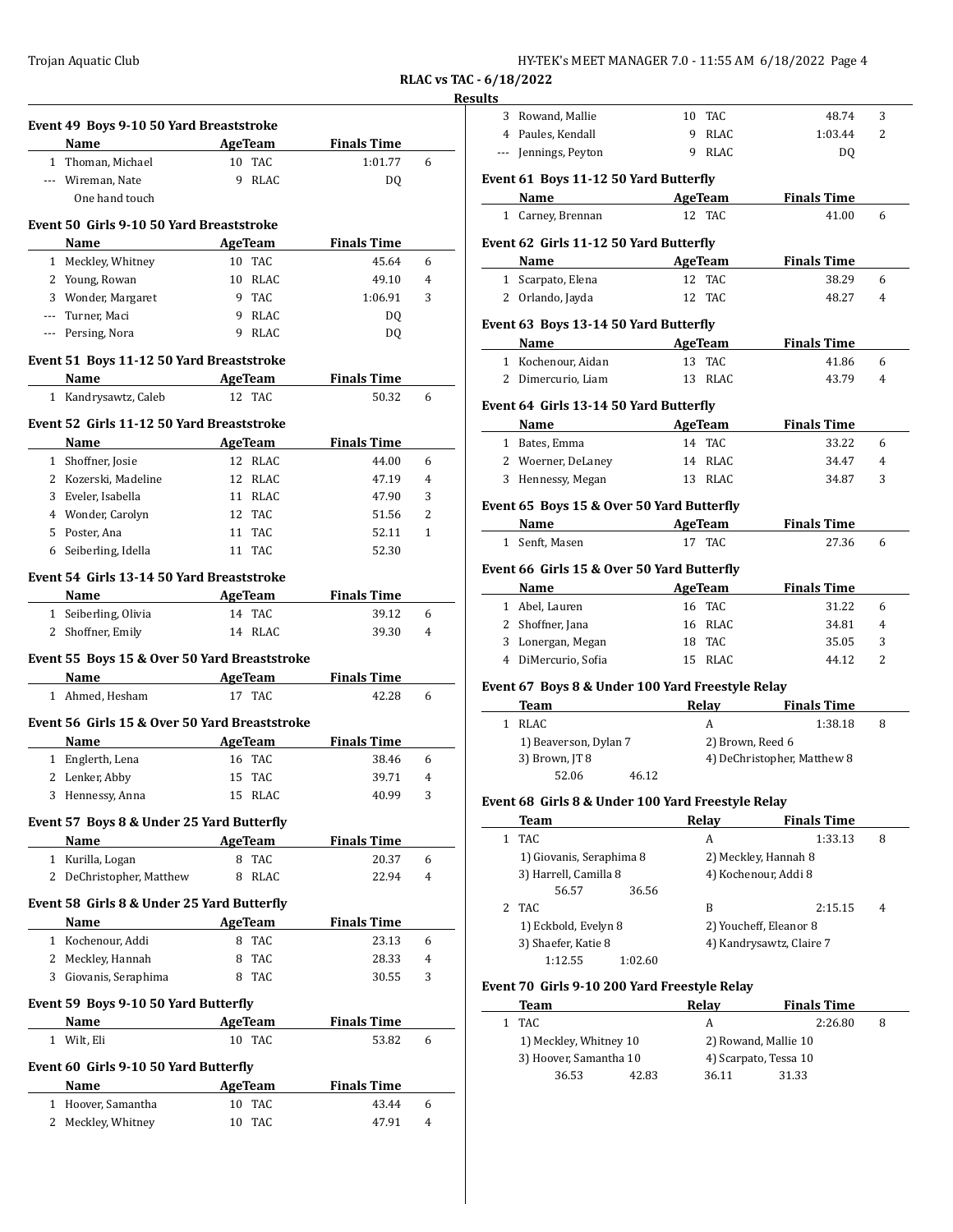**RLAC vs TAC - 6/18/2022**

**Results**

### Event 49 Boys 9-10 50 Yard Breaststroke

| | Name | Age | Team | Finals Time | |
|---|---|---|---|---|---|
| 1 | Thoman, Michael | 10 | TAC | 1:01.77 | 6 |
| --- | Wireman, Nate | 9 | RLAC | DQ | |
| | One hand touch | | | | |

### Event 50 Girls 9-10 50 Yard Breaststroke

| | Name | Age | Team | Finals Time | |
|---|---|---|---|---|---|
| 1 | Meckley, Whitney | 10 | TAC | 45.64 | 6 |
| 2 | Young, Rowan | 10 | RLAC | 49.10 | 4 |
| 3 | Wonder, Margaret | 9 | TAC | 1:06.91 | 3 |
| --- | Turner, Maci | 9 | RLAC | DQ | |
| --- | Persing, Nora | 9 | RLAC | DQ | |

### Event 51 Boys 11-12 50 Yard Breaststroke

| | Name | Age | Team | Finals Time | |
|---|---|---|---|---|---|
| 1 | Kandrysawtz, Caleb | 12 | TAC | 50.32 | 6 |

### Event 52 Girls 11-12 50 Yard Breaststroke

| | Name | Age | Team | Finals Time | |
|---|---|---|---|---|---|
| 1 | Shoffner, Josie | 12 | RLAC | 44.00 | 6 |
| 2 | Kozerski, Madeline | 12 | RLAC | 47.19 | 4 |
| 3 | Eveler, Isabella | 11 | RLAC | 47.90 | 3 |
| 4 | Wonder, Carolyn | 12 | TAC | 51.56 | 2 |
| 5 | Poster, Ana | 11 | TAC | 52.11 | 1 |
| 6 | Seiberling, Idella | 11 | TAC | 52.30 | |

### Event 54 Girls 13-14 50 Yard Breaststroke

| | Name | Age | Team | Finals Time | |
|---|---|---|---|---|---|
| 1 | Seiberling, Olivia | 14 | TAC | 39.12 | 6 |
| 2 | Shoffner, Emily | 14 | RLAC | 39.30 | 4 |

### Event 55 Boys 15 & Over 50 Yard Breaststroke

| | Name | Age | Team | Finals Time | |
|---|---|---|---|---|---|
| 1 | Ahmed, Hesham | 17 | TAC | 42.28 | 6 |

### Event 56 Girls 15 & Over 50 Yard Breaststroke

| | Name | Age | Team | Finals Time | |
|---|---|---|---|---|---|
| 1 | Englerth, Lena | 16 | TAC | 38.46 | 6 |
| 2 | Lenker, Abby | 15 | TAC | 39.71 | 4 |
| 3 | Hennessy, Anna | 15 | RLAC | 40.99 | 3 |

### Event 57 Boys 8 & Under 25 Yard Butterfly

| | Name | Age | Team | Finals Time | |
|---|---|---|---|---|---|
| 1 | Kurilla, Logan | 8 | TAC | 20.37 | 6 |
| 2 | DeChristopher, Matthew | 8 | RLAC | 22.94 | 4 |

### Event 58 Girls 8 & Under 25 Yard Butterfly

| | Name | Age | Team | Finals Time | |
|---|---|---|---|---|---|
| 1 | Kochenour, Addi | 8 | TAC | 23.13 | 6 |
| 2 | Meckley, Hannah | 8 | TAC | 28.33 | 4 |
| 3 | Giovanis, Seraphima | 8 | TAC | 30.55 | 3 |

### Event 59 Boys 9-10 50 Yard Butterfly

| | Name | Age | Team | Finals Time | |
|---|---|---|---|---|---|
| 1 | Wilt, Eli | 10 | TAC | 53.82 | 6 |

### Event 60 Girls 9-10 50 Yard Butterfly

| | Name | Age | Team | Finals Time | |
|---|---|---|---|---|---|
| 1 | Hoover, Samantha | 10 | TAC | 43.44 | 6 |
| 2 | Meckley, Whitney | 10 | TAC | 47.91 | 4 |
| 3 | Rowand, Mallie | 10 | TAC | 48.74 | 3 |
| 4 | Paules, Kendall | 9 | RLAC | 1:03.44 | 2 |
| --- | Jennings, Peyton | 9 | RLAC | DQ | |

### Event 61 Boys 11-12 50 Yard Butterfly

| | Name | Age | Team | Finals Time | |
|---|---|---|---|---|---|
| 1 | Carney, Brennan | 12 | TAC | 41.00 | 6 |

### Event 62 Girls 11-12 50 Yard Butterfly

| | Name | Age | Team | Finals Time | |
|---|---|---|---|---|---|
| 1 | Scarpato, Elena | 12 | TAC | 38.29 | 6 |
| 2 | Orlando, Jayda | 12 | TAC | 48.27 | 4 |

### Event 63 Boys 13-14 50 Yard Butterfly

| | Name | Age | Team | Finals Time | |
|---|---|---|---|---|---|
| 1 | Kochenour, Aidan | 13 | TAC | 41.86 | 6 |
| 2 | Dimercurio, Liam | 13 | RLAC | 43.79 | 4 |

### Event 64 Girls 13-14 50 Yard Butterfly

| | Name | Age | Team | Finals Time | |
|---|---|---|---|---|---|
| 1 | Bates, Emma | 14 | TAC | 33.22 | 6 |
| 2 | Woerner, DeLaney | 14 | RLAC | 34.47 | 4 |
| 3 | Hennessy, Megan | 13 | RLAC | 34.87 | 3 |

### Event 65 Boys 15 & Over 50 Yard Butterfly

| | Name | Age | Team | Finals Time | |
|---|---|---|---|---|---|
| 1 | Senft, Masen | 17 | TAC | 27.36 | 6 |

### Event 66 Girls 15 & Over 50 Yard Butterfly

| | Name | Age | Team | Finals Time | |
|---|---|---|---|---|---|
| 1 | Abel, Lauren | 16 | TAC | 31.22 | 6 |
| 2 | Shoffner, Jana | 16 | RLAC | 34.81 | 4 |
| 3 | Lonergan, Megan | 18 | TAC | 35.05 | 3 |
| 4 | DiMercurio, Sofia | 15 | RLAC | 44.12 | 2 |

### Event 67 Boys 8 & Under 100 Yard Freestyle Relay

| | Team | Relay | Finals Time | |
|---|---|---|---|---|
| 1 | RLAC | A | 1:38.18 | 8 |
| | 1) Beaverson, Dylan 7 | 2) Brown, Reed 6 | | |
| | 3) Brown, JT 8 | 4) DeChristopher, Matthew 8 | | |
| | 52.06 46.12 | | | |

### Event 68 Girls 8 & Under 100 Yard Freestyle Relay

| | Team | Relay | Finals Time | |
|---|---|---|---|---|
| 1 | TAC | A | 1:33.13 | 8 |
| | 1) Giovanis, Seraphima 8 | 2) Meckley, Hannah 8 | | |
| | 3) Harrell, Camilla 8 | 4) Kochenour, Addi 8 | | |
| | 56.57 36.56 | | | |
| 2 | TAC | B | 2:15.15 | 4 |
| | 1) Eckbold, Evelyn 8 | 2) Youcheff, Eleanor 8 | | |
| | 3) Shaefer, Katie 8 | 4) Kandrysawtz, Claire 7 | | |
| | 1:12.55 1:02.60 | | | |

### Event 70 Girls 9-10 200 Yard Freestyle Relay

| | Team | Relay | Finals Time | |
|---|---|---|---|---|
| 1 | TAC | A | 2:26.80 | 8 |
| | 1) Meckley, Whitney 10 | 2) Rowand, Mallie 10 | | |
| | 3) Hoover, Samantha 10 | 4) Scarpato, Tessa 10 | | |
| | 36.53 42.83 | 36.11 31.33 | | |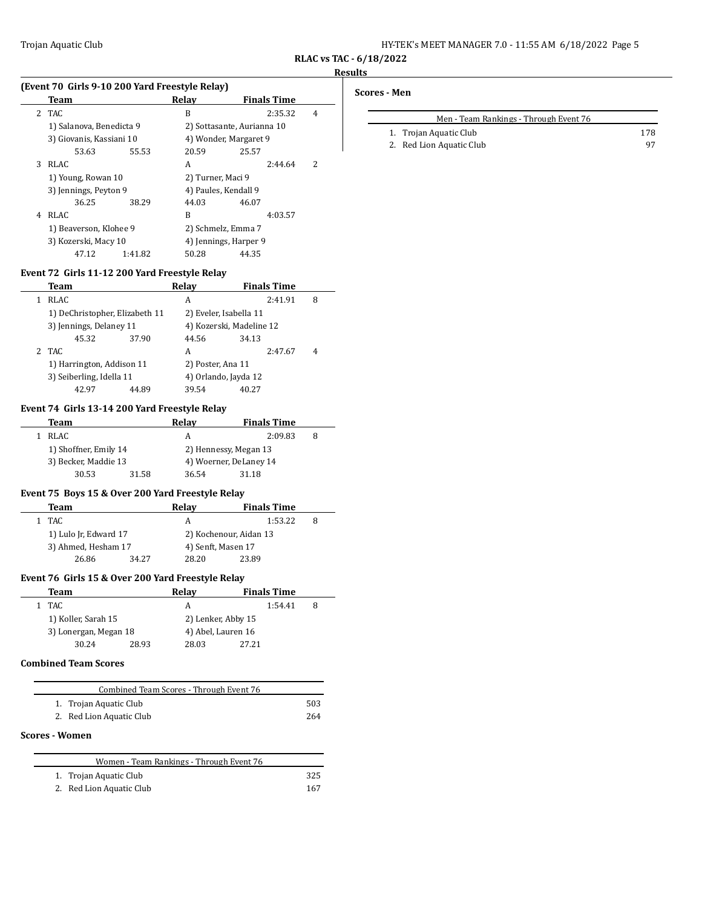## Results

### (Event 70 Girls 9-10 200 Yard Freestyle Relay)

| | Team | Relay | Finals Time | |
|---|---|---|---|---|
| 2 | TAC | B | 2:35.32 | 4 |
| | 1) Salanova, Benedicta 9 | 2) Sottasante, Aurianna 10 | | |
| | 3) Giovanis, Kassiani 10 | 4) Wonder, Margaret 9 | | |
| | 53.63 55.53 | 20.59 25.57 | | |
| 3 | RLAC | A | 2:44.64 | 2 |
| | 1) Young, Rowan 10 | 2) Turner, Maci 9 | | |
| | 3) Jennings, Peyton 9 | 4) Paules, Kendall 9 | | |
| | 36.25 38.29 | 44.03 46.07 | | |
| 4 | RLAC | B | 4:03.57 | |
| | 1) Beaverson, Klohee 9 | 2) Schmelz, Emma 7 | | |
| | 3) Kozerski, Macy 10 | 4) Jennings, Harper 9 | | |
| | 47.12 1:41.82 | 50.28 44.35 | | |

### Event 72 Girls 11-12 200 Yard Freestyle Relay

| | Team | Relay | Finals Time | |
|---|---|---|---|---|
| 1 | RLAC | A | 2:41.91 | 8 |
| | 1) DeChristopher, Elizabeth 11 | 2) Eveler, Isabella 11 | | |
| | 3) Jennings, Delaney 11 | 4) Kozerski, Madeline 12 | | |
| | 45.32 37.90 | 44.56 34.13 | | |
| 2 | TAC | A | 2:47.67 | 4 |
| | 1) Harrington, Addison 11 | 2) Poster, Ana 11 | | |
| | 3) Seiberling, Idella 11 | 4) Orlando, Jayda 12 | | |
| | 42.97 44.89 | 39.54 40.27 | | |

### Event 74 Girls 13-14 200 Yard Freestyle Relay

| | Team | Relay | Finals Time | |
|---|---|---|---|---|
| 1 | RLAC | A | 2:09.83 | 8 |
| | 1) Shoffner, Emily 14 | 2) Hennessy, Megan 13 | | |
| | 3) Becker, Maddie 13 | 4) Woerner, DeLaney 14 | | |
| | 30.53 31.58 | 36.54 31.18 | | |

### Event 75 Boys 15 & Over 200 Yard Freestyle Relay

| | Team | Relay | Finals Time | |
|---|---|---|---|---|
| 1 | TAC | A | 1:53.22 | 8 |
| | 1) Lulo Jr, Edward 17 | 2) Kochenour, Aidan 13 | | |
| | 3) Ahmed, Hesham 17 | 4) Senft, Masen 17 | | |
| | 26.86 34.27 | 28.20 23.89 | | |

### Event 76 Girls 15 & Over 200 Yard Freestyle Relay

| | Team | Relay | Finals Time | |
|---|---|---|---|---|
| 1 | TAC | A | 1:54.41 | 8 |
| | 1) Koller, Sarah 15 | 2) Lenker, Abby 15 | | |
| | 3) Lonergan, Megan 18 | 4) Abel, Lauren 16 | | |
| | 30.24 28.93 | 28.03 27.21 | | |

### Combined Team Scores

| Combined Team Scores - Through Event 76 | |
|---|---|
| 1. Trojan Aquatic Club | 503 |
| 2. Red Lion Aquatic Club | 264 |

### Scores - Women

| Women - Team Rankings - Through Event 76 | |
|---|---|
| 1. Trojan Aquatic Club | 325 |
| 2. Red Lion Aquatic Club | 167 |

### Scores - Men

| Men - Team Rankings - Through Event 76 | |
|---|---|
| 1. Trojan Aquatic Club | 178 |
| 2. Red Lion Aquatic Club | 97 |